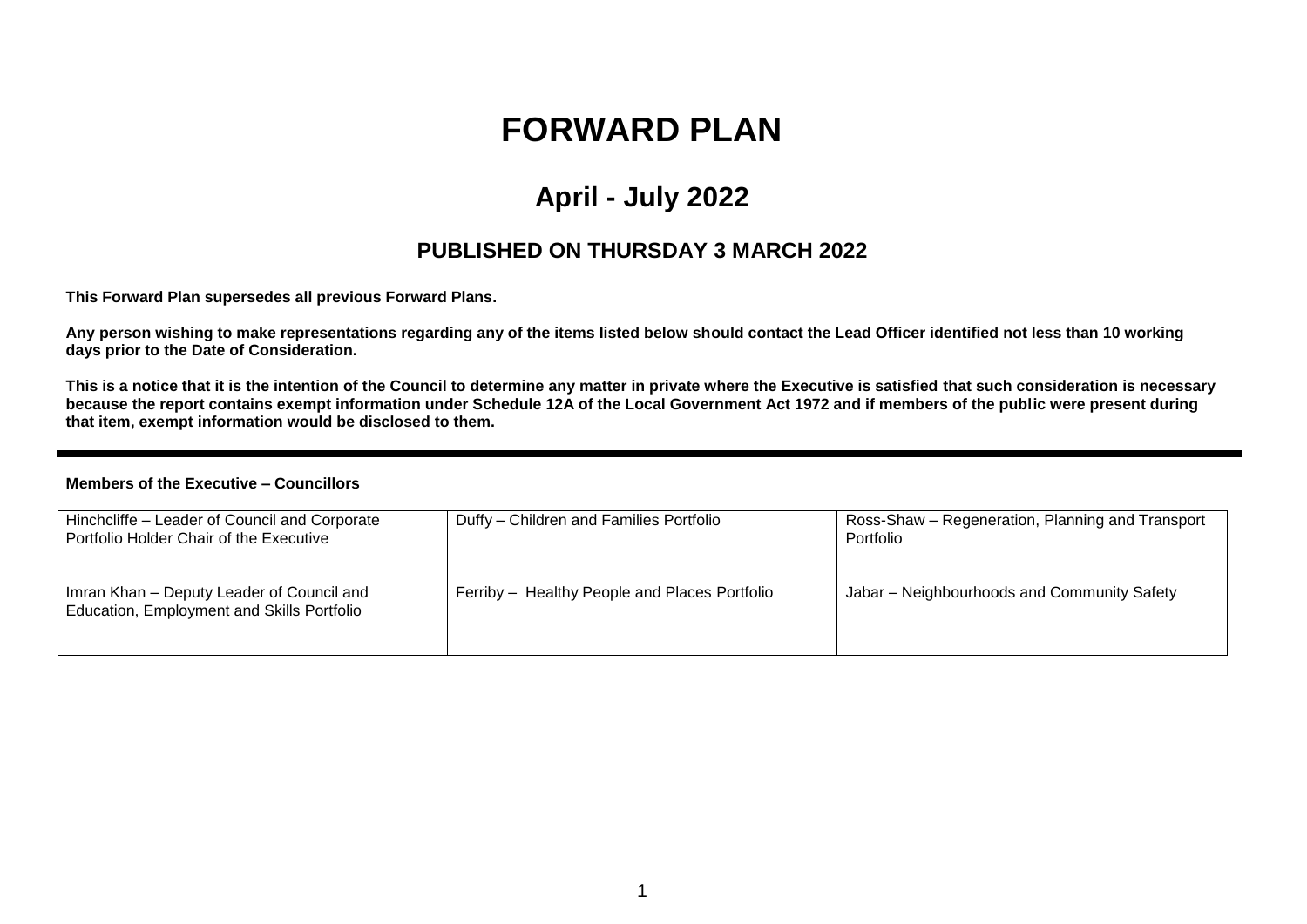# FORWARD PLAN

## April - July 2022

### PUBLISHED ON THURSDAY 3 MARCH 2022

**This Forward Plan supersedes all previous Forward Plans.**

**Any person wishing to make representations regarding any of the items listed below should contact the Lead Officer identified not less than 10 working days prior to the Date of Consideration.**

**This is a notice that it is the intention of the Council to determine any matter in private where the Executive is satisfied that such consideration is necessary because the report contains exempt information under Schedule 12A of the Local Government Act 1972 and if members of the public were present during that item, exempt information would be disclosed to them.**

---

**Members of the Executive – Councillors**

| | | |
|---|---|---|
| Hinchcliffe – Leader of Council and Corporate Portfolio Holder Chair of the Executive | Duffy – Children and Families Portfolio | Ross-Shaw – Regeneration, Planning and Transport Portfolio |
| Imran Khan – Deputy Leader of Council and Education, Employment and Skills Portfolio | Ferriby – Healthy People and Places Portfolio | Jabar – Neighbourhoods and Community Safety |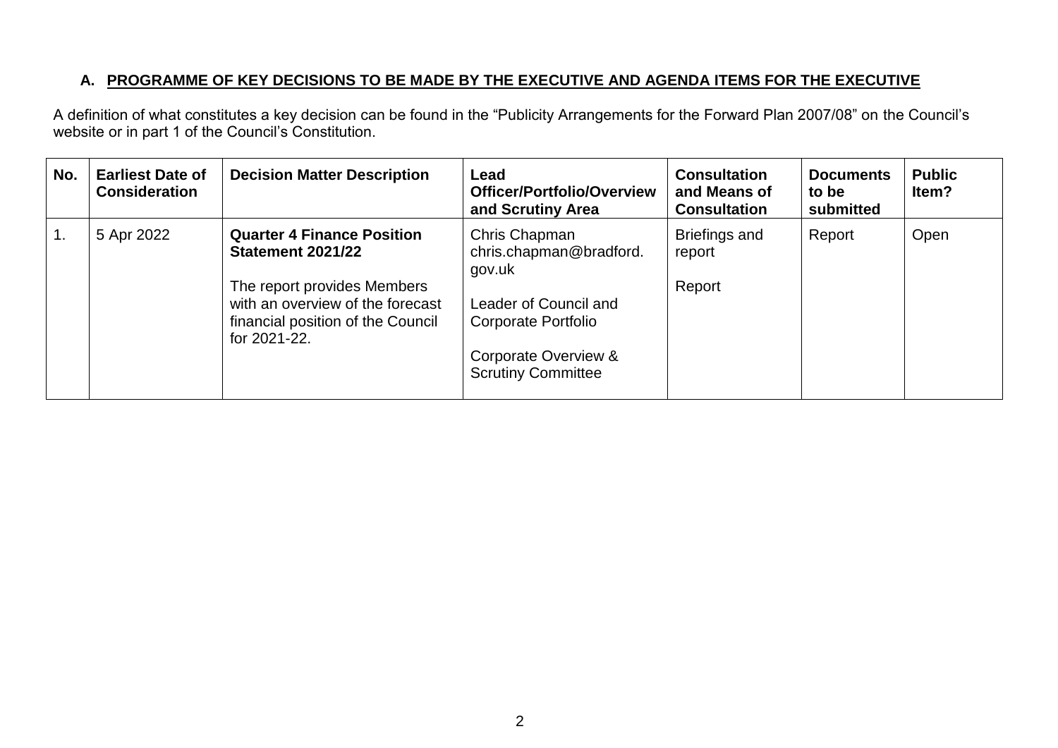## A. PROGRAMME OF KEY DECISIONS TO BE MADE BY THE EXECUTIVE AND AGENDA ITEMS FOR THE EXECUTIVE

A definition of what constitutes a key decision can be found in the "Publicity Arrangements for the Forward Plan 2007/08" on the Council's website or in part 1 of the Council's Constitution.

| No. | Earliest Date of Consideration | Decision Matter Description | Lead Officer/Portfolio/Overview and Scrutiny Area | Consultation and Means of Consultation | Documents to be submitted | Public Item? |
|---|---|---|---|---|---|---|
| 1. | 5 Apr 2022 | **Quarter 4 Finance Position Statement 2021/22**<br><br>The report provides Members with an overview of the forecast financial position of the Council for 2021-22. | Chris Chapman<br>chris.chapman@bradford.gov.uk<br><br>Leader of Council and Corporate Portfolio<br><br>Corporate Overview & Scrutiny Committee | Briefings and report<br><br>Report | Report | Open |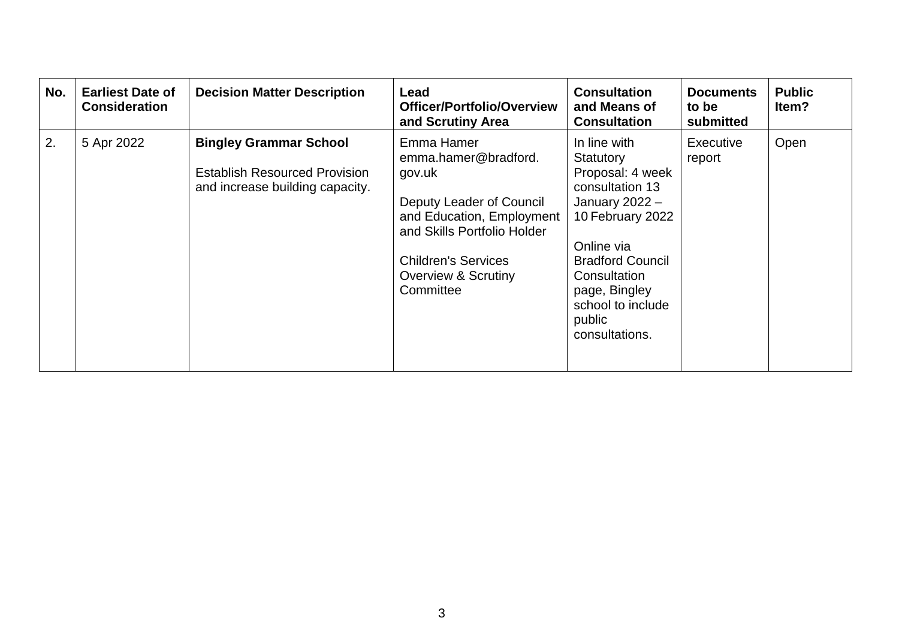| No. | Earliest Date of Consideration | Decision Matter Description | Lead Officer/Portfolio/Overview and Scrutiny Area | Consultation and Means of Consultation | Documents to be submitted | Public Item? |
|---|---|---|---|---|---|---|
| 2. | 5 Apr 2022 | **Bingley Grammar School**<br><br>Establish Resourced Provision and increase building capacity. | Emma Hamer emma.hamer@bradford.gov.uk<br><br>Deputy Leader of Council and Education, Employment and Skills Portfolio Holder<br><br>Children's Services Overview & Scrutiny Committee | In line with Statutory Proposal: 4 week consultation 13 January 2022 – 10 February 2022<br><br>Online via Bradford Council Consultation page, Bingley school to include public consultations. | Executive report | Open |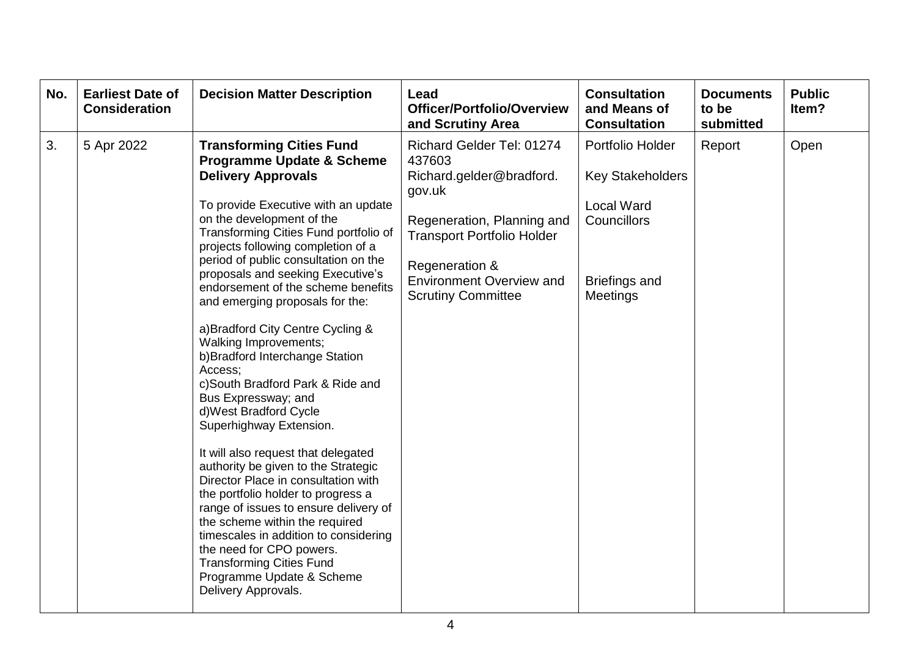| No. | Earliest Date of Consideration | Decision Matter Description | Lead Officer/Portfolio/Overview and Scrutiny Area | Consultation and Means of Consultation | Documents to be submitted | Public Item? |
|---|---|---|---|---|---|---|
| 3. | 5 Apr 2022 | **Transforming Cities Fund Programme Update & Scheme Delivery Approvals**<br><br>To provide Executive with an update on the development of the Transforming Cities Fund portfolio of projects following completion of a period of public consultation on the proposals and seeking Executive's endorsement of the scheme benefits and emerging proposals for the:<br><br>a)Bradford City Centre Cycling & Walking Improvements;<br>b)Bradford Interchange Station Access;<br>c)South Bradford Park & Ride and Bus Expressway; and<br>d)West Bradford Cycle Superhighway Extension.<br><br>It will also request that delegated authority be given to the Strategic Director Place in consultation with the portfolio holder to progress a range of issues to ensure delivery of the scheme within the required timescales in addition to considering the need for CPO powers. Transforming Cities Fund Programme Update & Scheme Delivery Approvals. | Richard Gelder Tel: 01274 437603<br>Richard.gelder@bradford.gov.uk<br><br>Regeneration, Planning and Transport Portfolio Holder<br><br>Regeneration & Environment Overview and Scrutiny Committee | Portfolio Holder<br><br>Key Stakeholders<br><br>Local Ward Councillors<br><br>Briefings and Meetings | Report | Open |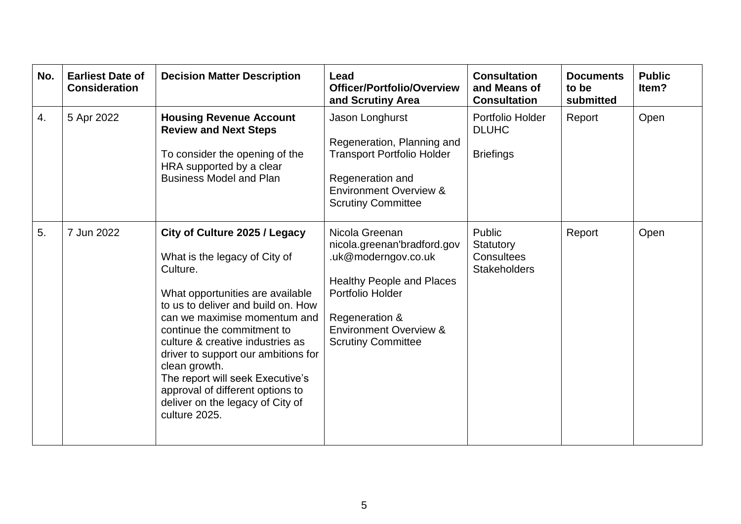| No. | Earliest Date of Consideration | Decision Matter Description | Lead Officer/Portfolio/Overview and Scrutiny Area | Consultation and Means of Consultation | Documents to be submitted | Public Item? |
|---|---|---|---|---|---|---|
| 4. | 5 Apr 2022 | **Housing Revenue Account Review and Next Steps**<br><br>To consider the opening of the HRA supported by a clear Business Model and Plan | Jason Longhurst<br><br>Regeneration, Planning and Transport Portfolio Holder<br><br>Regeneration and Environment Overview & Scrutiny Committee | Portfolio Holder<br>DLUHC<br><br>Briefings | Report | Open |
| 5. | 7 Jun 2022 | **City of Culture 2025 / Legacy**<br><br>What is the legacy of City of Culture.<br><br>What opportunities are available to us to deliver and build on. How can we maximise momentum and continue the commitment to culture & creative industries as driver to support our ambitions for clean growth.<br>The report will seek Executive's approval of different options to deliver on the legacy of City of culture 2025. | Nicola Greenan<br>nicola.greenan'bradford.gov.uk@moderngov.co.uk<br><br>Healthy People and Places Portfolio Holder<br><br>Regeneration & Environment Overview & Scrutiny Committee | Public<br>Statutory Consultees<br>Stakeholders | Report | Open |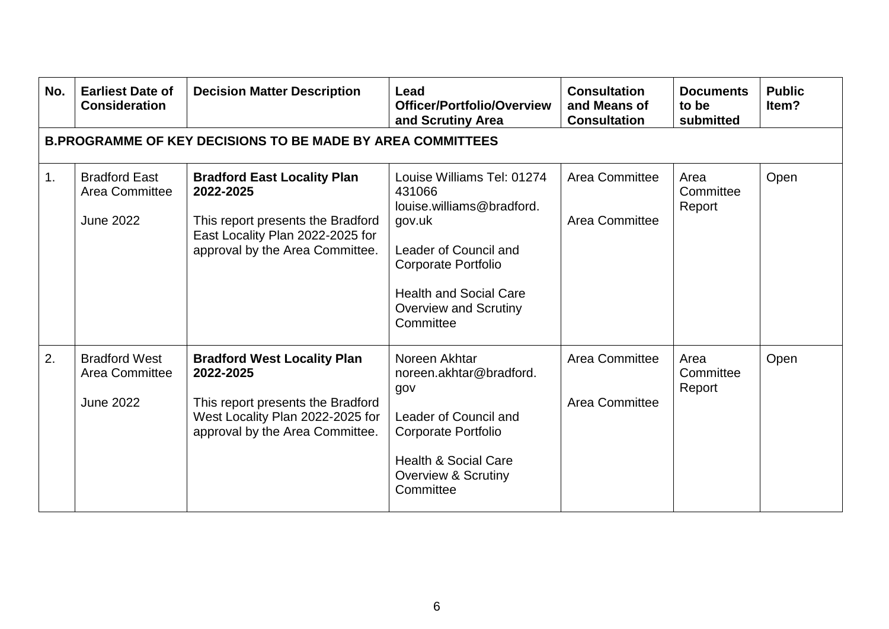| No. | Earliest Date of Consideration | Decision Matter Description | Lead Officer/Portfolio/Overview and Scrutiny Area | Consultation and Means of Consultation | Documents to be submitted | Public Item? |
|---|---|---|---|---|---|---|
| **B.PROGRAMME OF KEY DECISIONS TO BE MADE BY AREA COMMITTEES** | | | | | | |
| 1. | Bradford East Area Committee<br><br>June 2022 | **Bradford East Locality Plan 2022-2025**<br><br>This report presents the Bradford East Locality Plan 2022-2025 for approval by the Area Committee. | Louise Williams Tel: 01274 431066 louise.williams@bradford.gov.uk<br><br>Leader of Council and Corporate Portfolio<br><br>Health and Social Care Overview and Scrutiny Committee | Area Committee<br><br>Area Committee | Area Committee Report | Open |
| 2. | Bradford West Area Committee<br><br>June 2022 | **Bradford West Locality Plan 2022-2025**<br><br>This report presents the Bradford West Locality Plan 2022-2025 for approval by the Area Committee. | Noreen Akhtar noreen.akhtar@bradford.gov<br><br>Leader of Council and Corporate Portfolio<br><br>Health & Social Care Overview & Scrutiny Committee | Area Committee<br><br>Area Committee | Area Committee Report | Open |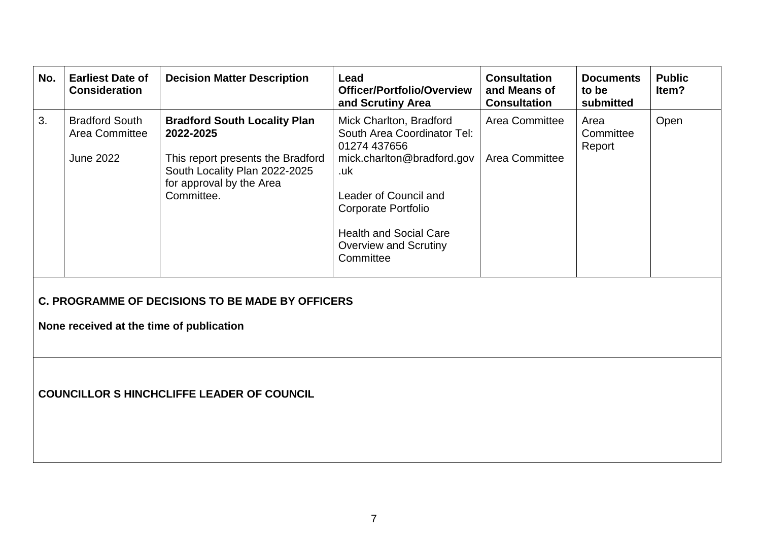| No. | Earliest Date of Consideration | Decision Matter Description | Lead Officer/Portfolio/Overview and Scrutiny Area | Consultation and Means of Consultation | Documents to be submitted | Public Item? |
|---|---|---|---|---|---|---|
| 3. | Bradford South Area Committee<br><br>June 2022 | **Bradford South Locality Plan 2022-2025**<br><br>This report presents the Bradford South Locality Plan 2022-2025 for approval by the Area Committee. | Mick Charlton, Bradford South Area Coordinator Tel: 01274 437656 mick.charlton@bradford.gov.uk<br><br>Leader of Council and Corporate Portfolio<br><br>Health and Social Care Overview and Scrutiny Committee | Area Committee<br><br>Area Committee | Area Committee Report | Open |

**C. PROGRAMME OF DECISIONS TO BE MADE BY OFFICERS**

**None received at the time of publication**

**COUNCILLOR S HINCHCLIFFE LEADER OF COUNCIL**